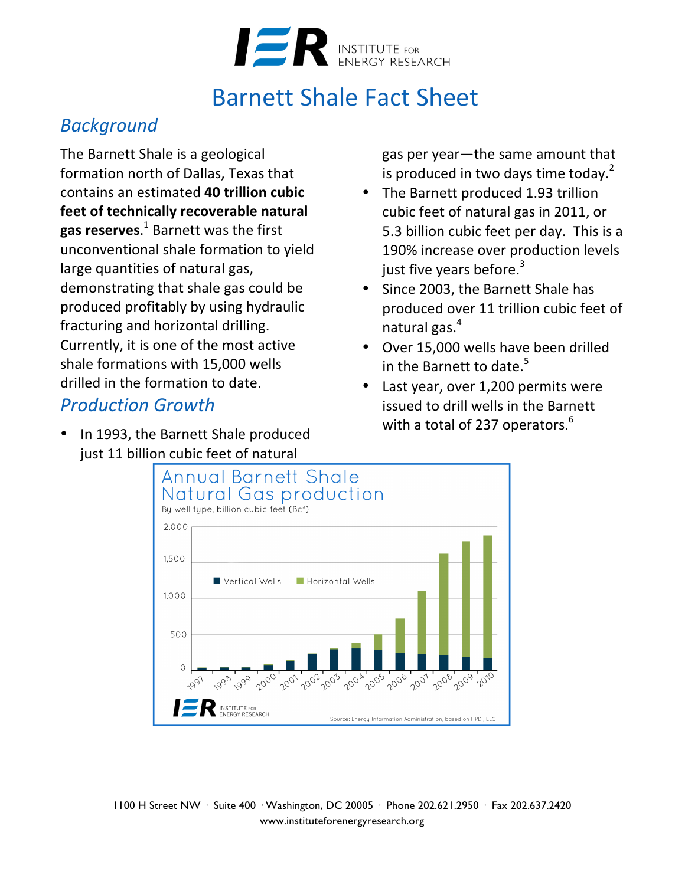# Barnett Shale Fact Sheet

## Background

The Barnett Shale is a geological formation north of Dallas, Texas that contains an estimated **40 trillion cubic feet of technically recoverable natural gas reserves**.[1] Barnett was the first unconventional shale formation to yield large quantities of natural gas, demonstrating that shale gas could be produced profitably by using hydraulic fracturing and horizontal drilling. Currently, it is one of the most active shale formations with 15,000 wells drilled in the formation to date.

## Production Growth

- In 1993, the Barnett Shale produced just 11 billion cubic feet of natural gas per year—the same amount that is produced in two days time today.[2]
- The Barnett produced 1.93 trillion cubic feet of natural gas in 2011, or 5.3 billion cubic feet per day. This is a 190% increase over production levels just five years before.[3]
- Since 2003, the Barnett Shale has produced over 11 trillion cubic feet of natural gas.[4]
- Over 15,000 wells have been drilled in the Barnett to date.[5]
- Last year, over 1,200 permits were issued to drill wells in the Barnett with a total of 237 operators.[6]

**Annual Barnett Shale Natural Gas production**

By well type, billion cubic feet (Bcf)

Vertical Wells / Horizontal Wells (1997–2010)

Source: Energy Information Administration, based on HPDI, LLC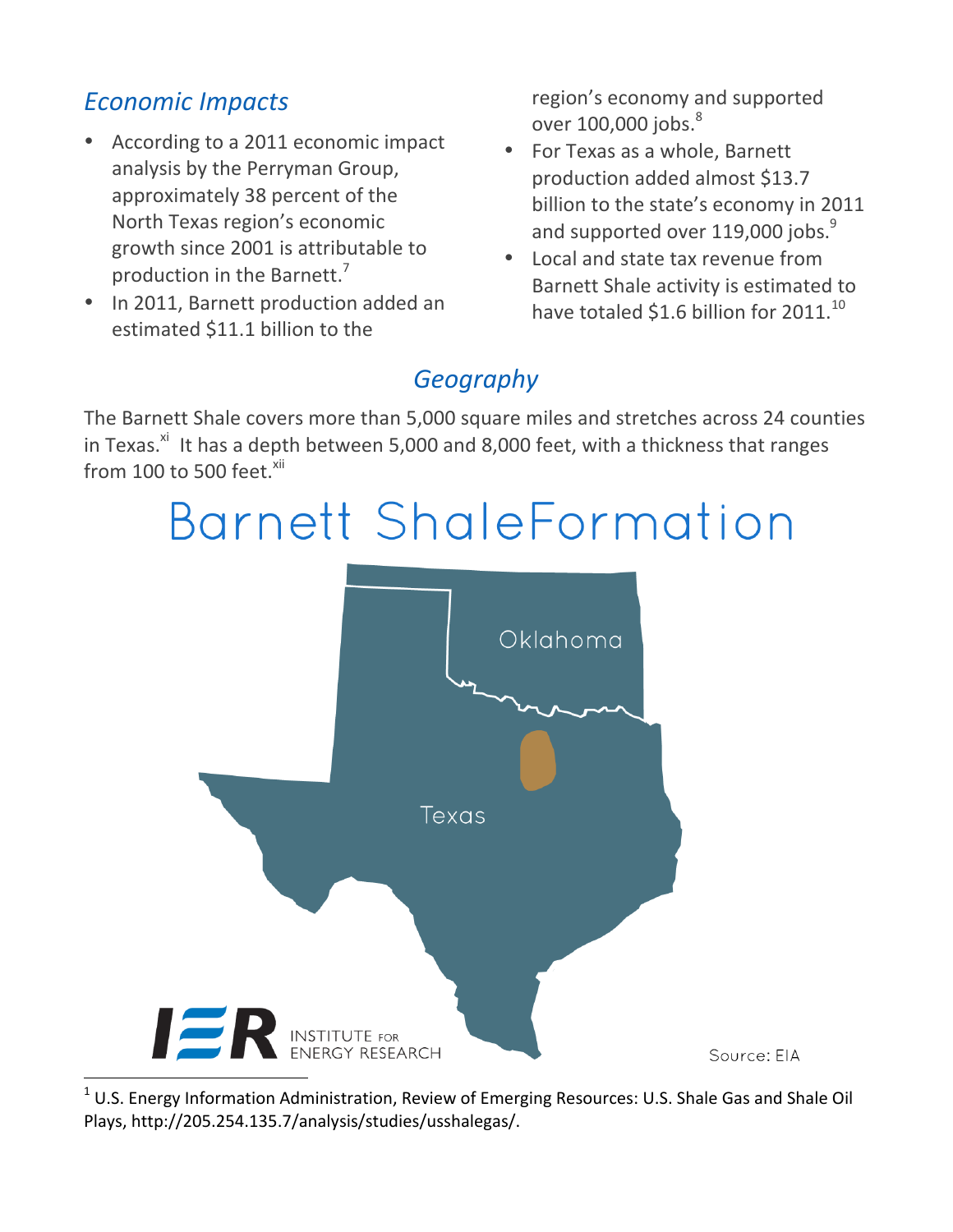## *Economic Impacts*

- According to a 2011 economic impact analysis by the Perryman Group, approximately 38 percent of the North Texas region's economic growth since 2001 is attributable to production in the Barnett.[7]
- In 2011, Barnett production added an estimated $11.1 billion to the region's economy and supported over 100,000 jobs.[8]
- For Texas as a whole, Barnett production added almost $13.7 billion to the state's economy in 2011 and supported over 119,000 jobs.[9]
- Local and state tax revenue from Barnett Shale activity is estimated to have totaled $1.6 billion for 2011.[10]

## *Geography*

The Barnett Shale covers more than 5,000 square miles and stretches across 24 counties in Texas.[xi] It has a depth between 5,000 and 8,000 feet, with a thickness that ranges from 100 to 500 feet.[xii]

# Barnett ShaleFormation

Oklahoma

Texas

INSTITUTE FOR ENERGY RESEARCH

Source: EIA

---

[1] U.S. Energy Information Administration, Review of Emerging Resources: U.S. Shale Gas and Shale Oil Plays, http://205.254.135.7/analysis/studies/usshalegas/.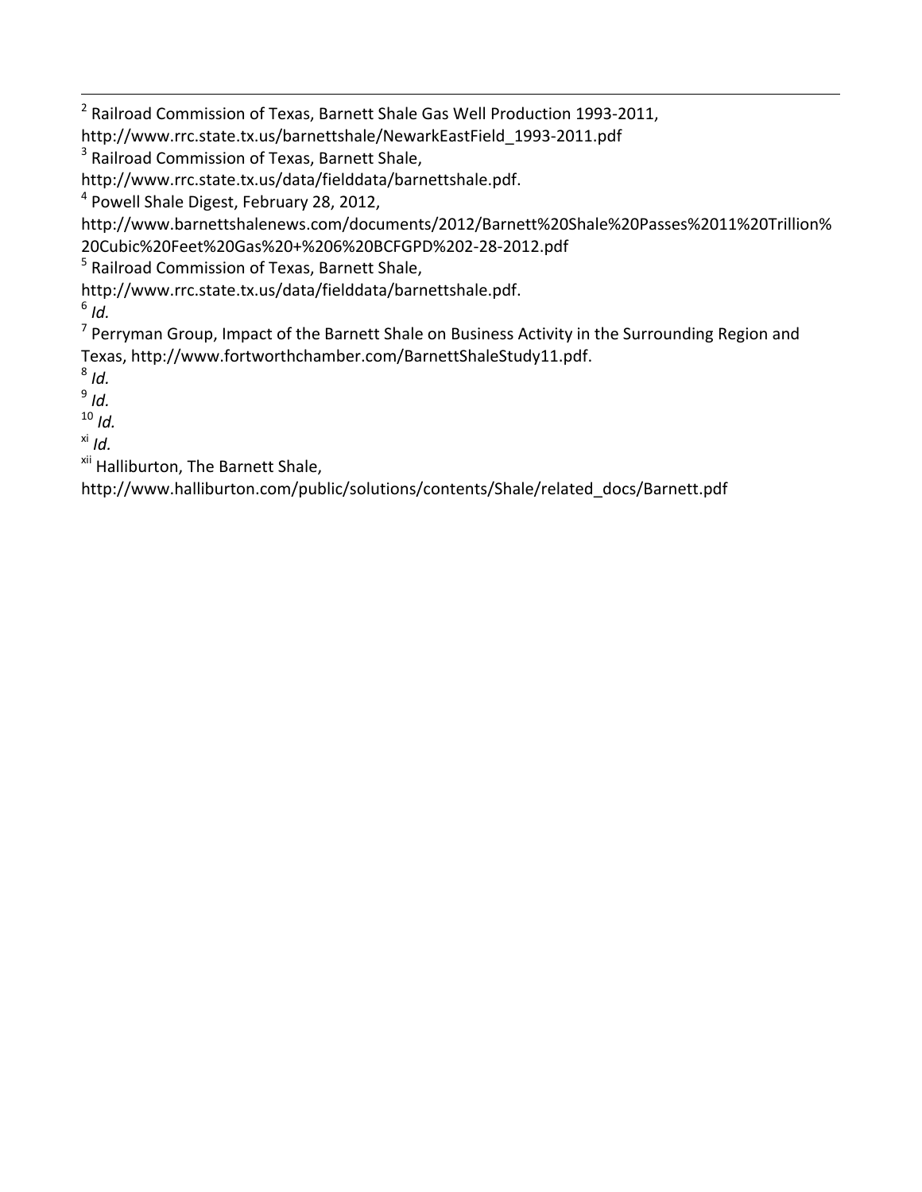[2] Railroad Commission of Texas, Barnett Shale Gas Well Production 1993-2011, http://www.rrc.state.tx.us/barnettshale/NewarkEastField_1993-2011.pdf

[3] Railroad Commission of Texas, Barnett Shale, http://www.rrc.state.tx.us/data/fielddata/barnettshale.pdf.

[4] Powell Shale Digest, February 28, 2012, http://www.barnettshalenews.com/documents/2012/Barnett%20Shale%20Passes%2011%20Trillion%20Cubic%20Feet%20Gas%20+%206%20BCFGPD%202-28-2012.pdf

[5] Railroad Commission of Texas, Barnett Shale, http://www.rrc.state.tx.us/data/fielddata/barnettshale.pdf.

[6] *Id.*

[7] Perryman Group, Impact of the Barnett Shale on Business Activity in the Surrounding Region and Texas, http://www.fortworthchamber.com/BarnettShaleStudy11.pdf.

[8] *Id.*

[9] *Id.*

[10] *Id.*

[xi] *Id.*

[xii] Halliburton, The Barnett Shale, http://www.halliburton.com/public/solutions/contents/Shale/related_docs/Barnett.pdf